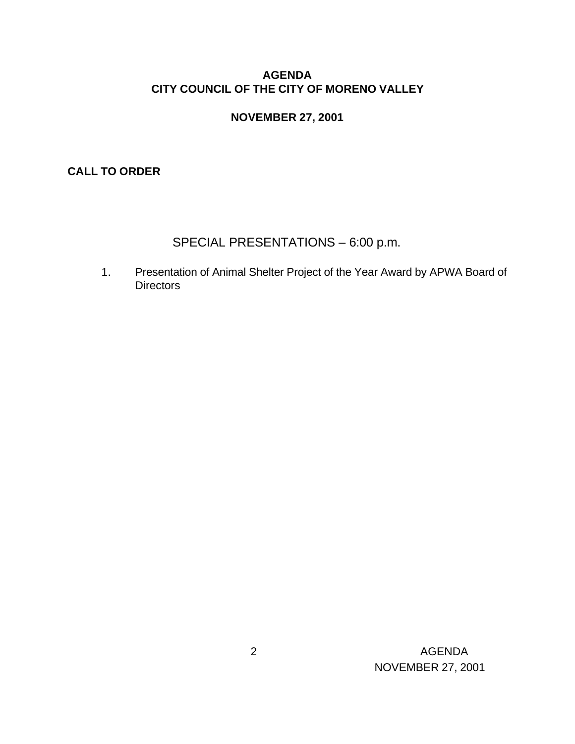# AGENDA
# CITY COUNCIL OF THE CITY OF MORENO VALLEY

## NOVEMBER 27, 2001

**CALL TO ORDER**

## SPECIAL PRESENTATIONS – 6:00 p.m.

1. Presentation of Animal Shelter Project of the Year Award by APWA Board of Directors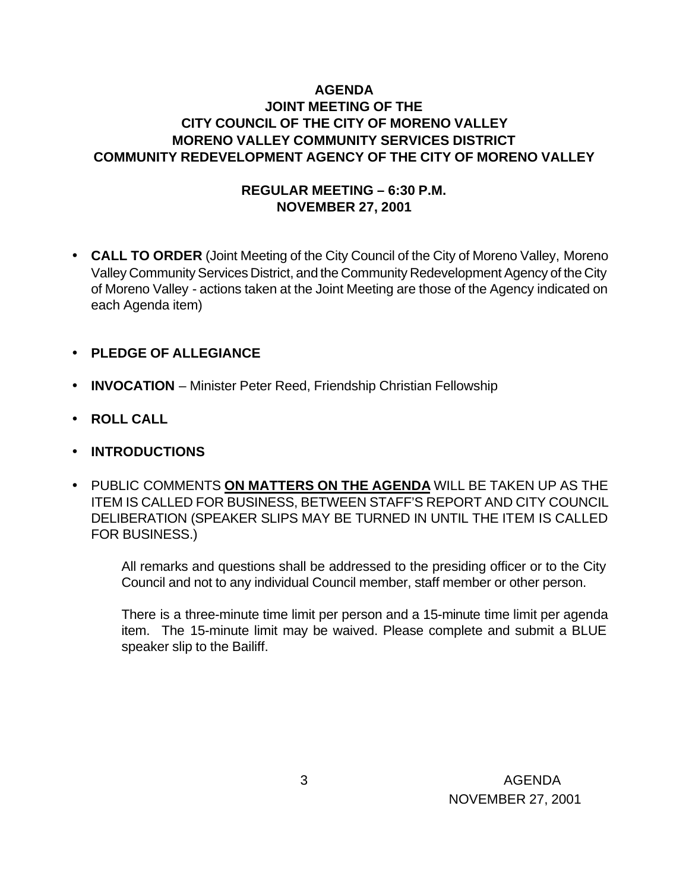**AGENDA**
**JOINT MEETING OF THE**
**CITY COUNCIL OF THE CITY OF MORENO VALLEY**
**MORENO VALLEY COMMUNITY SERVICES DISTRICT**
**COMMUNITY REDEVELOPMENT AGENCY OF THE CITY OF MORENO VALLEY**

**REGULAR MEETING – 6:30 P.M.**
**NOVEMBER 27, 2001**

- **CALL TO ORDER** (Joint Meeting of the City Council of the City of Moreno Valley, Moreno Valley Community Services District, and the Community Redevelopment Agency of the City of Moreno Valley - actions taken at the Joint Meeting are those of the Agency indicated on each Agenda item)

- **PLEDGE OF ALLEGIANCE**

- **INVOCATION** – Minister Peter Reed, Friendship Christian Fellowship

- **ROLL CALL**

- **INTRODUCTIONS**

- PUBLIC COMMENTS **ON MATTERS ON THE AGENDA** WILL BE TAKEN UP AS THE ITEM IS CALLED FOR BUSINESS, BETWEEN STAFF'S REPORT AND CITY COUNCIL DELIBERATION (SPEAKER SLIPS MAY BE TURNED IN UNTIL THE ITEM IS CALLED FOR BUSINESS.)

  All remarks and questions shall be addressed to the presiding officer or to the City Council and not to any individual Council member, staff member or other person.

  There is a three-minute time limit per person and a 15-minute time limit per agenda item. The 15-minute limit may be waived. Please complete and submit a BLUE speaker slip to the Bailiff.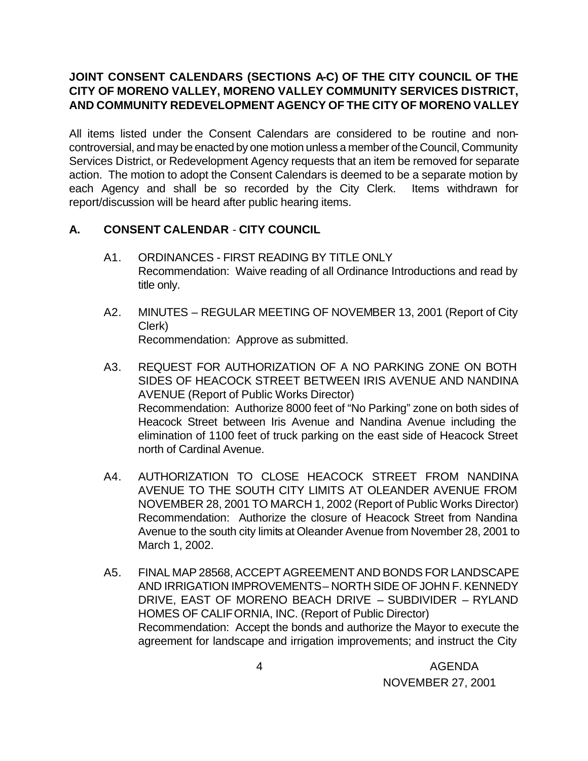**JOINT CONSENT CALENDARS (SECTIONS A-C) OF THE CITY COUNCIL OF THE CITY OF MORENO VALLEY, MORENO VALLEY COMMUNITY SERVICES DISTRICT, AND COMMUNITY REDEVELOPMENT AGENCY OF THE CITY OF MORENO VALLEY**

All items listed under the Consent Calendars are considered to be routine and non-controversial, and may be enacted by one motion unless a member of the Council, Community Services District, or Redevelopment Agency requests that an item be removed for separate action. The motion to adopt the Consent Calendars is deemed to be a separate motion by each Agency and shall be so recorded by the City Clerk. Items withdrawn for report/discussion will be heard after public hearing items.

## A. CONSENT CALENDAR - CITY COUNCIL

A1. ORDINANCES - FIRST READING BY TITLE ONLY
Recommendation: Waive reading of all Ordinance Introductions and read by title only.

A2. MINUTES – REGULAR MEETING OF NOVEMBER 13, 2001 (Report of City Clerk)
Recommendation: Approve as submitted.

A3. REQUEST FOR AUTHORIZATION OF A NO PARKING ZONE ON BOTH SIDES OF HEACOCK STREET BETWEEN IRIS AVENUE AND NANDINA AVENUE (Report of Public Works Director)
Recommendation: Authorize 8000 feet of "No Parking" zone on both sides of Heacock Street between Iris Avenue and Nandina Avenue including the elimination of 1100 feet of truck parking on the east side of Heacock Street north of Cardinal Avenue.

A4. AUTHORIZATION TO CLOSE HEACOCK STREET FROM NANDINA AVENUE TO THE SOUTH CITY LIMITS AT OLEANDER AVENUE FROM NOVEMBER 28, 2001 TO MARCH 1, 2002 (Report of Public Works Director)
Recommendation: Authorize the closure of Heacock Street from Nandina Avenue to the south city limits at Oleander Avenue from November 28, 2001 to March 1, 2002.

A5. FINAL MAP 28568, ACCEPT AGREEMENT AND BONDS FOR LANDSCAPE AND IRRIGATION IMPROVEMENTS – NORTH SIDE OF JOHN F. KENNEDY DRIVE, EAST OF MORENO BEACH DRIVE – SUBDIVIDER – RYLAND HOMES OF CALIFORNIA, INC. (Report of Public Director)
Recommendation: Accept the bonds and authorize the Mayor to execute the agreement for landscape and irrigation improvements; and instruct the City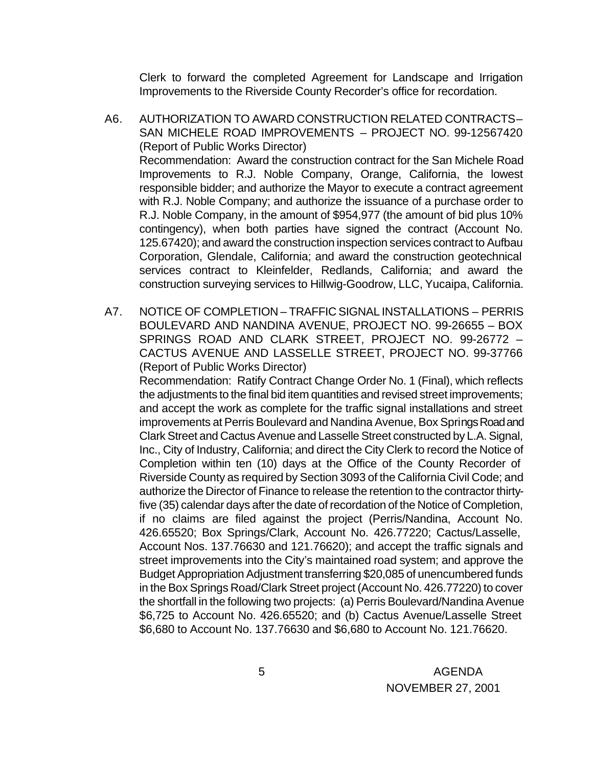Clerk to forward the completed Agreement for Landscape and Irrigation Improvements to the Riverside County Recorder's office for recordation.

A6. AUTHORIZATION TO AWARD CONSTRUCTION RELATED CONTRACTS – SAN MICHELE ROAD IMPROVEMENTS – PROJECT NO. 99-12567420 (Report of Public Works Director)
Recommendation: Award the construction contract for the San Michele Road Improvements to R.J. Noble Company, Orange, California, the lowest responsible bidder; and authorize the Mayor to execute a contract agreement with R.J. Noble Company; and authorize the issuance of a purchase order to R.J. Noble Company, in the amount of $954,977 (the amount of bid plus 10% contingency), when both parties have signed the contract (Account No. 125.67420); and award the construction inspection services contract to Aufbau Corporation, Glendale, California; and award the construction geotechnical services contract to Kleinfelder, Redlands, California; and award the construction surveying services to Hillwig-Goodrow, LLC, Yucaipa, California.

A7. NOTICE OF COMPLETION – TRAFFIC SIGNAL INSTALLATIONS – PERRIS BOULEVARD AND NANDINA AVENUE, PROJECT NO. 99-26655 – BOX SPRINGS ROAD AND CLARK STREET, PROJECT NO. 99-26772 – CACTUS AVENUE AND LASSELLE STREET, PROJECT NO. 99-37766 (Report of Public Works Director)
Recommendation: Ratify Contract Change Order No. 1 (Final), which reflects the adjustments to the final bid item quantities and revised street improvements; and accept the work as complete for the traffic signal installations and street improvements at Perris Boulevard and Nandina Avenue, Box Springs Road and Clark Street and Cactus Avenue and Lasselle Street constructed by L.A. Signal, Inc., City of Industry, California; and direct the City Clerk to record the Notice of Completion within ten (10) days at the Office of the County Recorder of Riverside County as required by Section 3093 of the California Civil Code; and authorize the Director of Finance to release the retention to the contractor thirty-five (35) calendar days after the date of recordation of the Notice of Completion, if no claims are filed against the project (Perris/Nandina, Account No. 426.65520; Box Springs/Clark, Account No. 426.77220; Cactus/Lasselle, Account Nos. 137.76630 and 121.76620); and accept the traffic signals and street improvements into the City's maintained road system; and approve the Budget Appropriation Adjustment transferring $20,085 of unencumbered funds in the Box Springs Road/Clark Street project (Account No. 426.77220) to cover the shortfall in the following two projects: (a) Perris Boulevard/Nandina Avenue $6,725 to Account No. 426.65520; and (b) Cactus Avenue/Lasselle Street $6,680 to Account No. 137.76630 and $6,680 to Account No. 121.76620.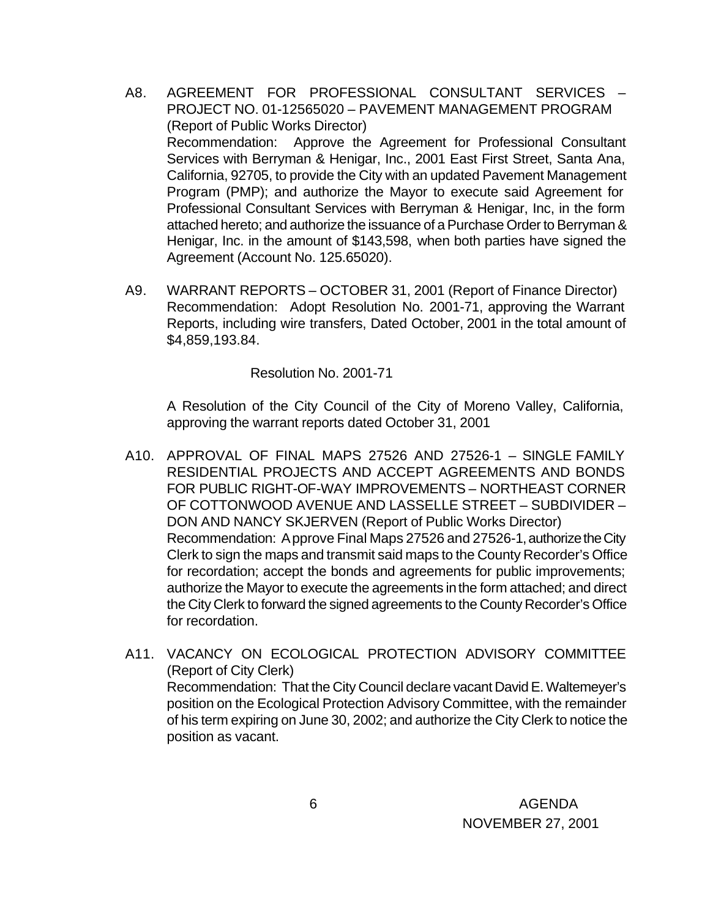A8. AGREEMENT FOR PROFESSIONAL CONSULTANT SERVICES – PROJECT NO. 01-12565020 – PAVEMENT MANAGEMENT PROGRAM (Report of Public Works Director)

Recommendation: Approve the Agreement for Professional Consultant Services with Berryman & Henigar, Inc., 2001 East First Street, Santa Ana, California, 92705, to provide the City with an updated Pavement Management Program (PMP); and authorize the Mayor to execute said Agreement for Professional Consultant Services with Berryman & Henigar, Inc, in the form attached hereto; and authorize the issuance of a Purchase Order to Berryman & Henigar, Inc. in the amount of $143,598, when both parties have signed the Agreement (Account No. 125.65020).

A9. WARRANT REPORTS – OCTOBER 31, 2001 (Report of Finance Director)

Recommendation: Adopt Resolution No. 2001-71, approving the Warrant Reports, including wire transfers, Dated October, 2001 in the total amount of $4,859,193.84.

Resolution No. 2001-71

A Resolution of the City Council of the City of Moreno Valley, California, approving the warrant reports dated October 31, 2001

A10. APPROVAL OF FINAL MAPS 27526 AND 27526-1 – SINGLE FAMILY RESIDENTIAL PROJECTS AND ACCEPT AGREEMENTS AND BONDS FOR PUBLIC RIGHT-OF-WAY IMPROVEMENTS – NORTHEAST CORNER OF COTTONWOOD AVENUE AND LASSELLE STREET – SUBDIVIDER – DON AND NANCY SKJERVEN (Report of Public Works Director)

Recommendation: Approve Final Maps 27526 and 27526-1, authorize the City Clerk to sign the maps and transmit said maps to the County Recorder's Office for recordation; accept the bonds and agreements for public improvements; authorize the Mayor to execute the agreements in the form attached; and direct the City Clerk to forward the signed agreements to the County Recorder's Office for recordation.

A11. VACANCY ON ECOLOGICAL PROTECTION ADVISORY COMMITTEE (Report of City Clerk)

Recommendation: That the City Council declare vacant David E. Waltemeyer's position on the Ecological Protection Advisory Committee, with the remainder of his term expiring on June 30, 2002; and authorize the City Clerk to notice the position as vacant.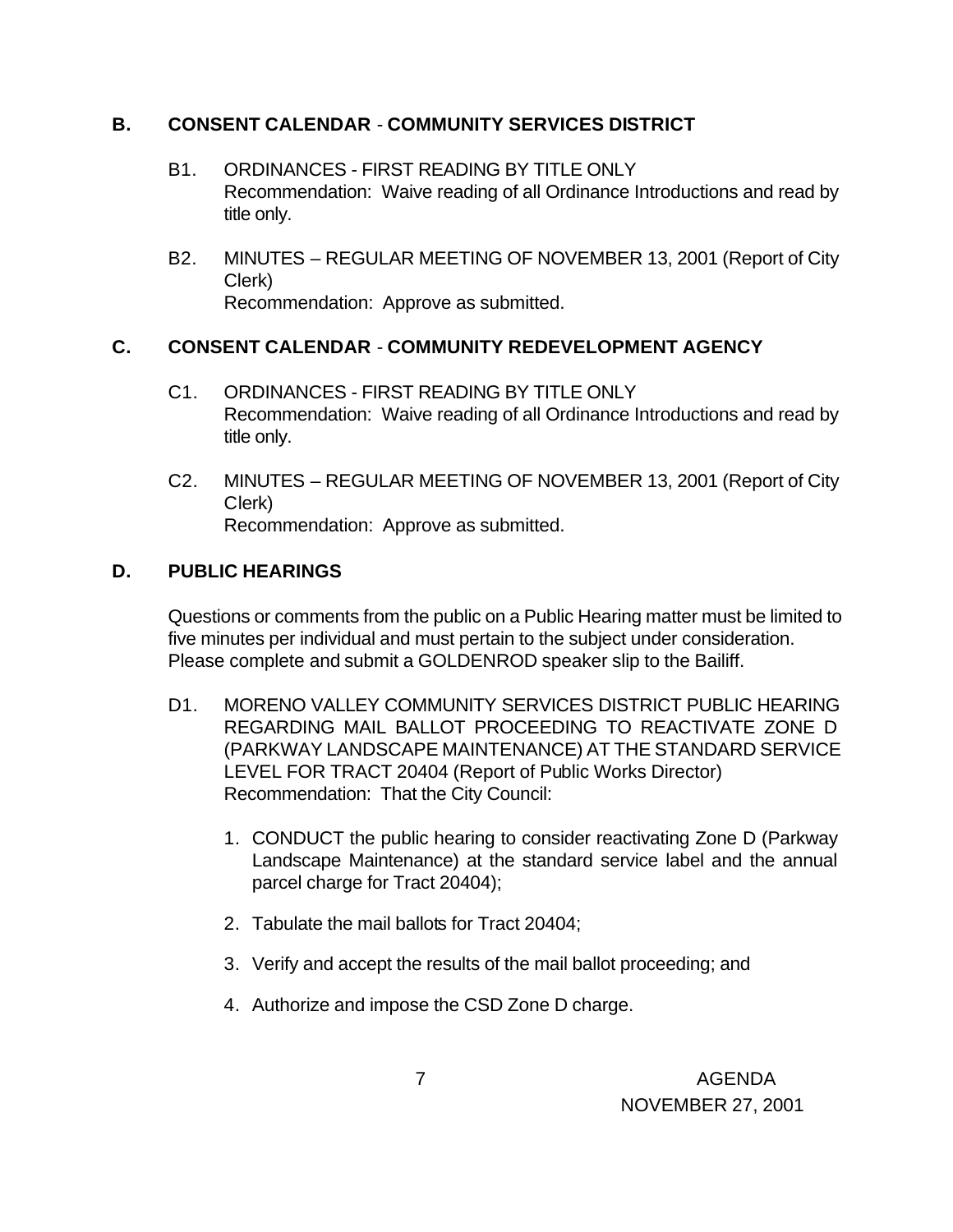## B. CONSENT CALENDAR - COMMUNITY SERVICES DISTRICT

B1. ORDINANCES - FIRST READING BY TITLE ONLY
Recommendation: Waive reading of all Ordinance Introductions and read by title only.

B2. MINUTES – REGULAR MEETING OF NOVEMBER 13, 2001 (Report of City Clerk)
Recommendation: Approve as submitted.

## C. CONSENT CALENDAR - COMMUNITY REDEVELOPMENT AGENCY

C1. ORDINANCES - FIRST READING BY TITLE ONLY
Recommendation: Waive reading of all Ordinance Introductions and read by title only.

C2. MINUTES – REGULAR MEETING OF NOVEMBER 13, 2001 (Report of City Clerk)
Recommendation: Approve as submitted.

## D. PUBLIC HEARINGS

Questions or comments from the public on a Public Hearing matter must be limited to five minutes per individual and must pertain to the subject under consideration. Please complete and submit a GOLDENROD speaker slip to the Bailiff.

D1. MORENO VALLEY COMMUNITY SERVICES DISTRICT PUBLIC HEARING REGARDING MAIL BALLOT PROCEEDING TO REACTIVATE ZONE D (PARKWAY LANDSCAPE MAINTENANCE) AT THE STANDARD SERVICE LEVEL FOR TRACT 20404 (Report of Public Works Director)
Recommendation: That the City Council:

1. CONDUCT the public hearing to consider reactivating Zone D (Parkway Landscape Maintenance) at the standard service label and the annual parcel charge for Tract 20404);
2. Tabulate the mail ballots for Tract 20404;
3. Verify and accept the results of the mail ballot proceeding; and
4. Authorize and impose the CSD Zone D charge.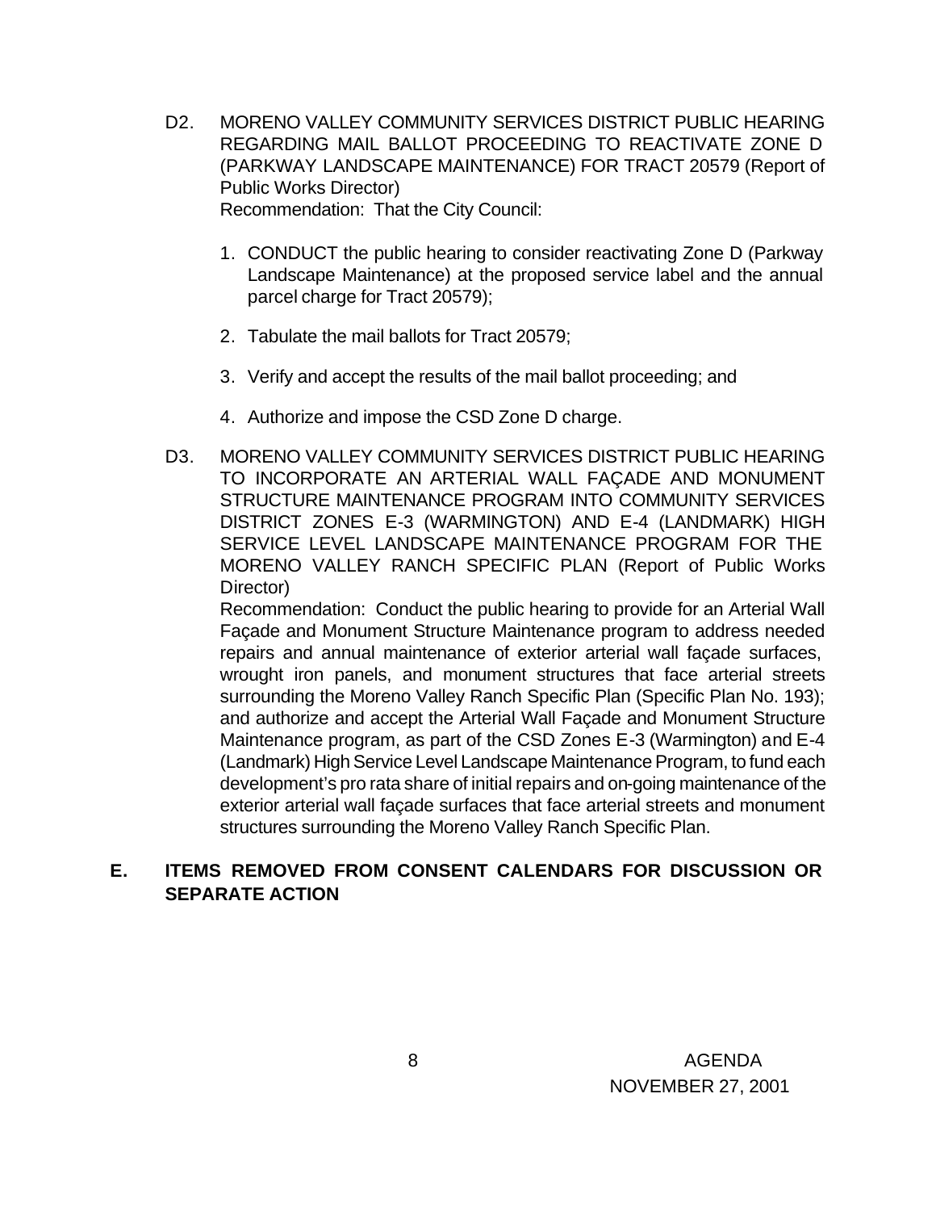D2. MORENO VALLEY COMMUNITY SERVICES DISTRICT PUBLIC HEARING REGARDING MAIL BALLOT PROCEEDING TO REACTIVATE ZONE D (PARKWAY LANDSCAPE MAINTENANCE) FOR TRACT 20579 (Report of Public Works Director)

Recommendation: That the City Council:

1. CONDUCT the public hearing to consider reactivating Zone D (Parkway Landscape Maintenance) at the proposed service label and the annual parcel charge for Tract 20579);
2. Tabulate the mail ballots for Tract 20579;
3. Verify and accept the results of the mail ballot proceeding; and
4. Authorize and impose the CSD Zone D charge.

D3. MORENO VALLEY COMMUNITY SERVICES DISTRICT PUBLIC HEARING TO INCORPORATE AN ARTERIAL WALL FAÇADE AND MONUMENT STRUCTURE MAINTENANCE PROGRAM INTO COMMUNITY SERVICES DISTRICT ZONES E-3 (WARMINGTON) AND E-4 (LANDMARK) HIGH SERVICE LEVEL LANDSCAPE MAINTENANCE PROGRAM FOR THE MORENO VALLEY RANCH SPECIFIC PLAN (Report of Public Works Director)

Recommendation: Conduct the public hearing to provide for an Arterial Wall Façade and Monument Structure Maintenance program to address needed repairs and annual maintenance of exterior arterial wall façade surfaces, wrought iron panels, and monument structures that face arterial streets surrounding the Moreno Valley Ranch Specific Plan (Specific Plan No. 193); and authorize and accept the Arterial Wall Façade and Monument Structure Maintenance program, as part of the CSD Zones E-3 (Warmington) and E-4 (Landmark) High Service Level Landscape Maintenance Program, to fund each development's pro rata share of initial repairs and on-going maintenance of the exterior arterial wall façade surfaces that face arterial streets and monument structures surrounding the Moreno Valley Ranch Specific Plan.

## E. ITEMS REMOVED FROM CONSENT CALENDARS FOR DISCUSSION OR SEPARATE ACTION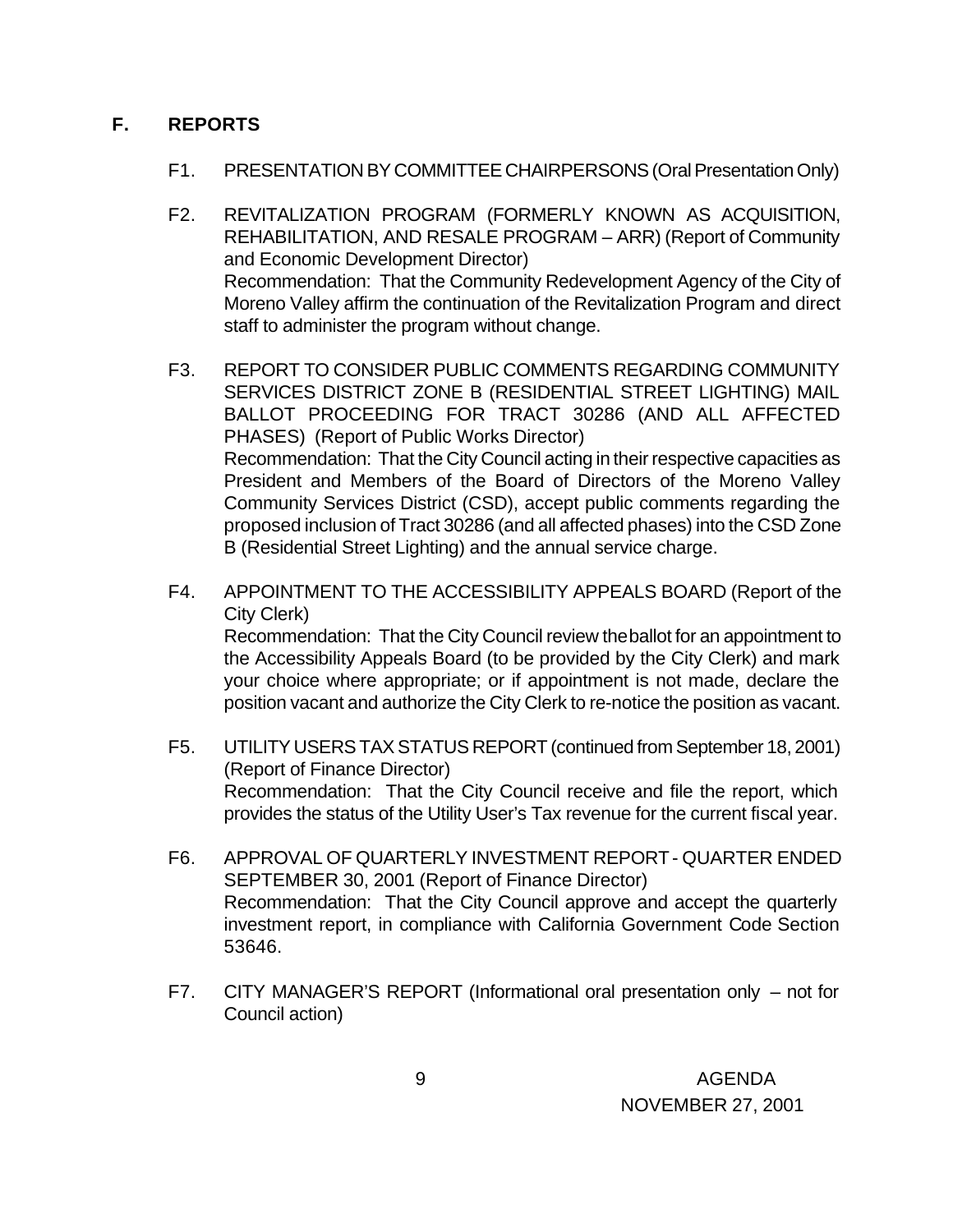## F. REPORTS

F1. PRESENTATION BY COMMITTEE CHAIRPERSONS (Oral Presentation Only)

F2. REVITALIZATION PROGRAM (FORMERLY KNOWN AS ACQUISITION, REHABILITATION, AND RESALE PROGRAM – ARR) (Report of Community and Economic Development Director)
Recommendation: That the Community Redevelopment Agency of the City of Moreno Valley affirm the continuation of the Revitalization Program and direct staff to administer the program without change.

F3. REPORT TO CONSIDER PUBLIC COMMENTS REGARDING COMMUNITY SERVICES DISTRICT ZONE B (RESIDENTIAL STREET LIGHTING) MAIL BALLOT PROCEEDING FOR TRACT 30286 (AND ALL AFFECTED PHASES) (Report of Public Works Director)
Recommendation: That the City Council acting in their respective capacities as President and Members of the Board of Directors of the Moreno Valley Community Services District (CSD), accept public comments regarding the proposed inclusion of Tract 30286 (and all affected phases) into the CSD Zone B (Residential Street Lighting) and the annual service charge.

F4. APPOINTMENT TO THE ACCESSIBILITY APPEALS BOARD (Report of the City Clerk)
Recommendation: That the City Council review the ballot for an appointment to the Accessibility Appeals Board (to be provided by the City Clerk) and mark your choice where appropriate; or if appointment is not made, declare the position vacant and authorize the City Clerk to re-notice the position as vacant.

F5. UTILITY USERS TAX STATUS REPORT (continued from September 18, 2001) (Report of Finance Director)
Recommendation: That the City Council receive and file the report, which provides the status of the Utility User's Tax revenue for the current fiscal year.

F6. APPROVAL OF QUARTERLY INVESTMENT REPORT - QUARTER ENDED SEPTEMBER 30, 2001 (Report of Finance Director)
Recommendation: That the City Council approve and accept the quarterly investment report, in compliance with California Government Code Section 53646.

F7. CITY MANAGER'S REPORT (Informational oral presentation only – not for Council action)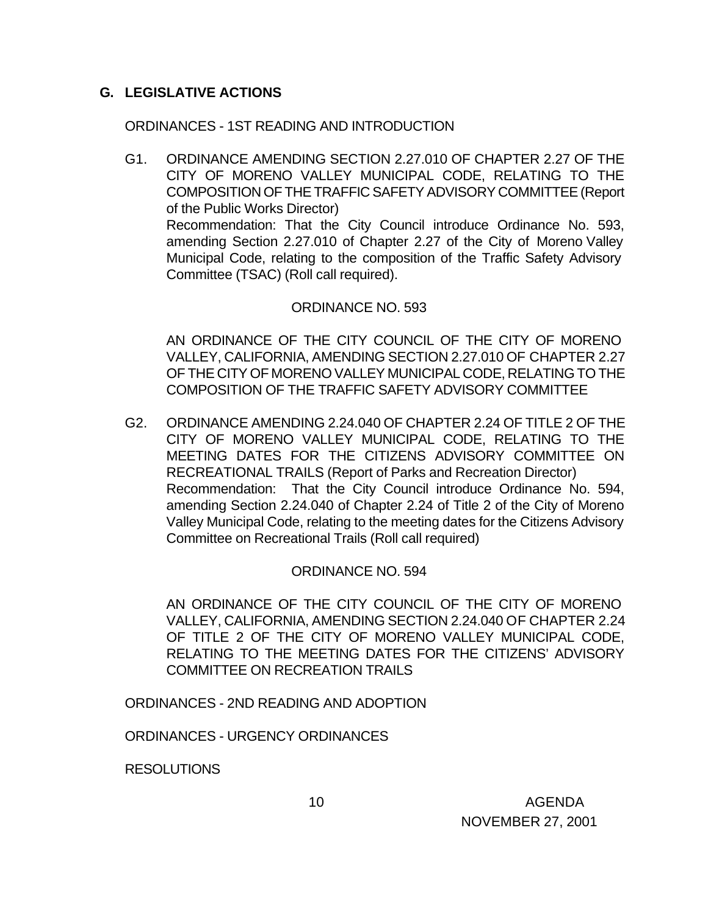## G. LEGISLATIVE ACTIONS

ORDINANCES - 1ST READING AND INTRODUCTION

G1. ORDINANCE AMENDING SECTION 2.27.010 OF CHAPTER 2.27 OF THE CITY OF MORENO VALLEY MUNICIPAL CODE, RELATING TO THE COMPOSITION OF THE TRAFFIC SAFETY ADVISORY COMMITTEE (Report of the Public Works Director)
Recommendation: That the City Council introduce Ordinance No. 593, amending Section 2.27.010 of Chapter 2.27 of the City of Moreno Valley Municipal Code, relating to the composition of the Traffic Safety Advisory Committee (TSAC) (Roll call required).

ORDINANCE NO. 593

AN ORDINANCE OF THE CITY COUNCIL OF THE CITY OF MORENO VALLEY, CALIFORNIA, AMENDING SECTION 2.27.010 OF CHAPTER 2.27 OF THE CITY OF MORENO VALLEY MUNICIPAL CODE, RELATING TO THE COMPOSITION OF THE TRAFFIC SAFETY ADVISORY COMMITTEE

G2. ORDINANCE AMENDING 2.24.040 OF CHAPTER 2.24 OF TITLE 2 OF THE CITY OF MORENO VALLEY MUNICIPAL CODE, RELATING TO THE MEETING DATES FOR THE CITIZENS ADVISORY COMMITTEE ON RECREATIONAL TRAILS (Report of Parks and Recreation Director)
Recommendation: That the City Council introduce Ordinance No. 594, amending Section 2.24.040 of Chapter 2.24 of Title 2 of the City of Moreno Valley Municipal Code, relating to the meeting dates for the Citizens Advisory Committee on Recreational Trails (Roll call required)

ORDINANCE NO. 594

AN ORDINANCE OF THE CITY COUNCIL OF THE CITY OF MORENO VALLEY, CALIFORNIA, AMENDING SECTION 2.24.040 OF CHAPTER 2.24 OF TITLE 2 OF THE CITY OF MORENO VALLEY MUNICIPAL CODE, RELATING TO THE MEETING DATES FOR THE CITIZENS' ADVISORY COMMITTEE ON RECREATION TRAILS

ORDINANCES - 2ND READING AND ADOPTION

ORDINANCES - URGENCY ORDINANCES

RESOLUTIONS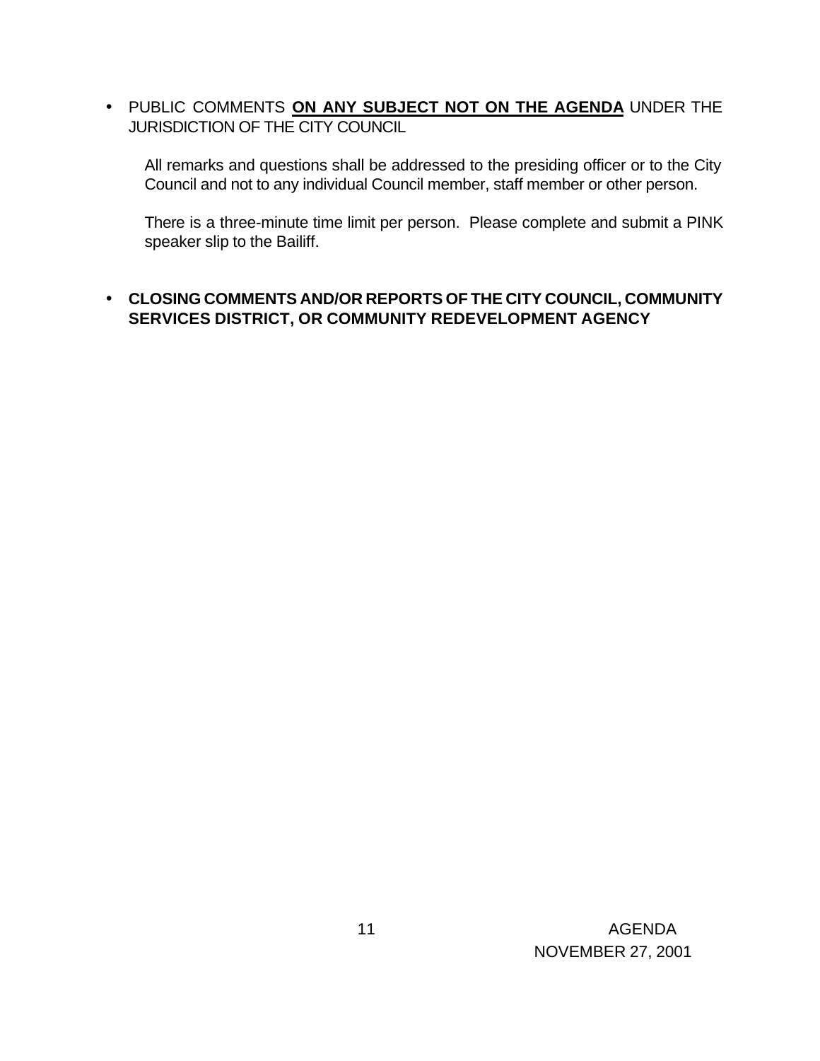- PUBLIC COMMENTS **ON ANY SUBJECT NOT ON THE AGENDA** UNDER THE JURISDICTION OF THE CITY COUNCIL

  All remarks and questions shall be addressed to the presiding officer or to the City Council and not to any individual Council member, staff member or other person.

  There is a three-minute time limit per person. Please complete and submit a PINK speaker slip to the Bailiff.

- **CLOSING COMMENTS AND/OR REPORTS OF THE CITY COUNCIL, COMMUNITY SERVICES DISTRICT, OR COMMUNITY REDEVELOPMENT AGENCY**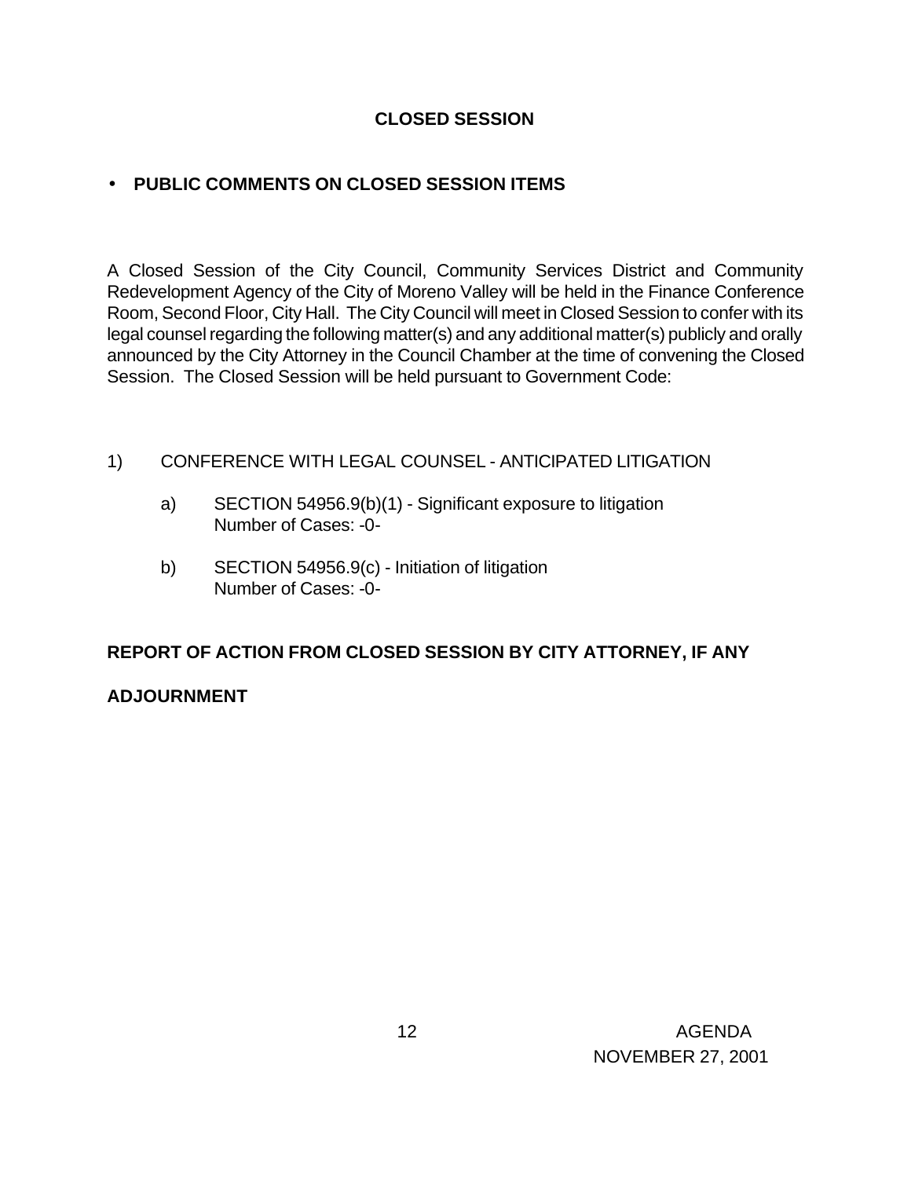## CLOSED SESSION

- **PUBLIC COMMENTS ON CLOSED SESSION ITEMS**

A Closed Session of the City Council, Community Services District and Community Redevelopment Agency of the City of Moreno Valley will be held in the Finance Conference Room, Second Floor, City Hall. The City Council will meet in Closed Session to confer with its legal counsel regarding the following matter(s) and any additional matter(s) publicly and orally announced by the City Attorney in the Council Chamber at the time of convening the Closed Session. The Closed Session will be held pursuant to Government Code:

1) CONFERENCE WITH LEGAL COUNSEL - ANTICIPATED LITIGATION

   a) SECTION 54956.9(b)(1) - Significant exposure to litigation
      Number of Cases: -0-

   b) SECTION 54956.9(c) - Initiation of litigation
      Number of Cases: -0-

**REPORT OF ACTION FROM CLOSED SESSION BY CITY ATTORNEY, IF ANY**

**ADJOURNMENT**